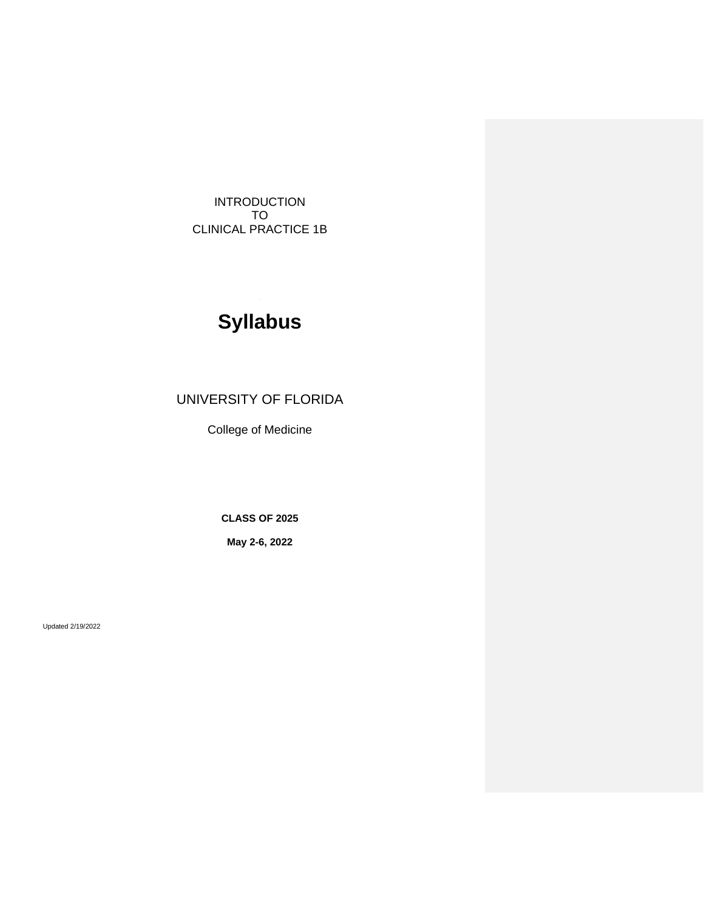INTRODUCTION
TO
CLINICAL PRACTICE 1B

# Syllabus

UNIVERSITY OF FLORIDA

College of Medicine

**CLASS OF 2025**

**May 2-6, 2022**

Updated 2/19/2022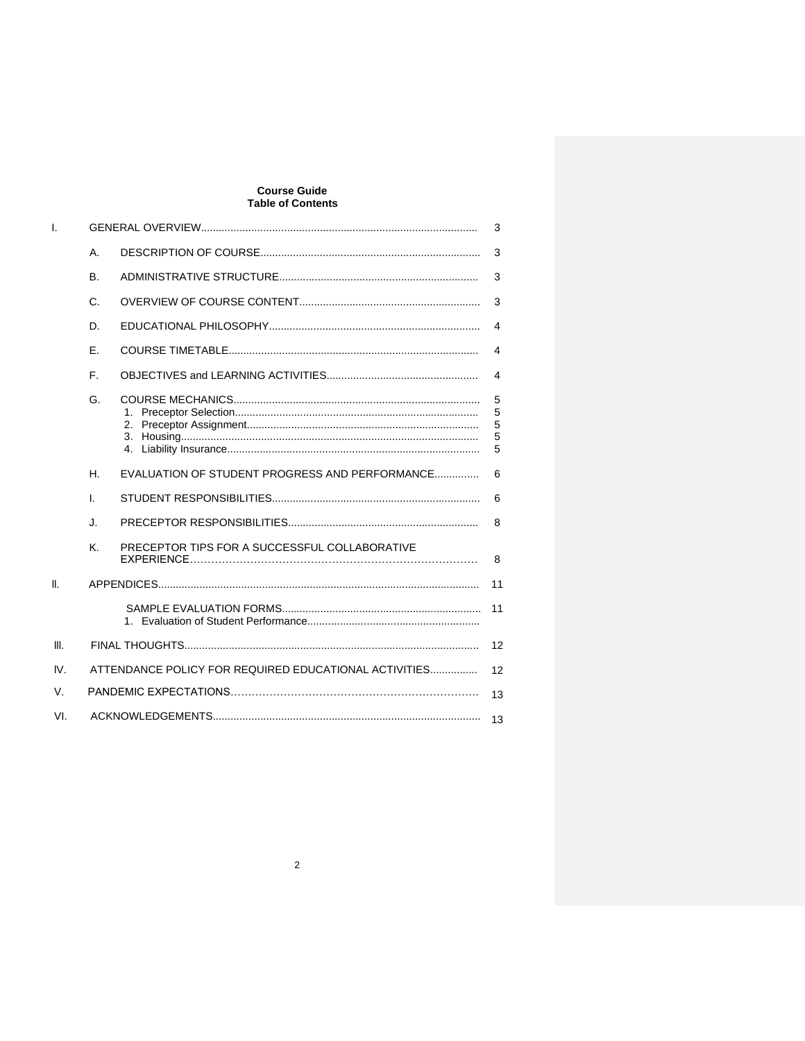**Course Guide**
**Table of Contents**

| | | | |
|---|---|---|---|
| I. | GENERAL OVERVIEW | | 3 |
| | A. | DESCRIPTION OF COURSE | 3 |
| | B. | ADMINISTRATIVE STRUCTURE | 3 |
| | C. | OVERVIEW OF COURSE CONTENT | 3 |
| | D. | EDUCATIONAL PHILOSOPHY | 4 |
| | E. | COURSE TIMETABLE | 4 |
| | F. | OBJECTIVES and LEARNING ACTIVITIES | 4 |
| | G. | COURSE MECHANICS | 5 |
| | | 1. Preceptor Selection | 5 |
| | | 2. Preceptor Assignment | 5 |
| | | 3. Housing | 5 |
| | | 4. Liability Insurance | 5 |
| | H. | EVALUATION OF STUDENT PROGRESS AND PERFORMANCE | 6 |
| | I. | STUDENT RESPONSIBILITIES | 6 |
| | J. | PRECEPTOR RESPONSIBILITIES | 8 |
| | K. | PRECEPTOR TIPS FOR A SUCCESSFUL COLLABORATIVE EXPERIENCE | 8 |
| II. | APPENDICES | | 11 |
| | | SAMPLE EVALUATION FORMS | 11 |
| | | 1. Evaluation of Student Performance | |
| III. | FINAL THOUGHTS | | 12 |
| IV. | ATTENDANCE POLICY FOR REQUIRED EDUCATIONAL ACTIVITIES | | 12 |
| V. | PANDEMIC EXPECTATIONS | | 13 |
| VI. | ACKNOWLEDGEMENTS | | 13 |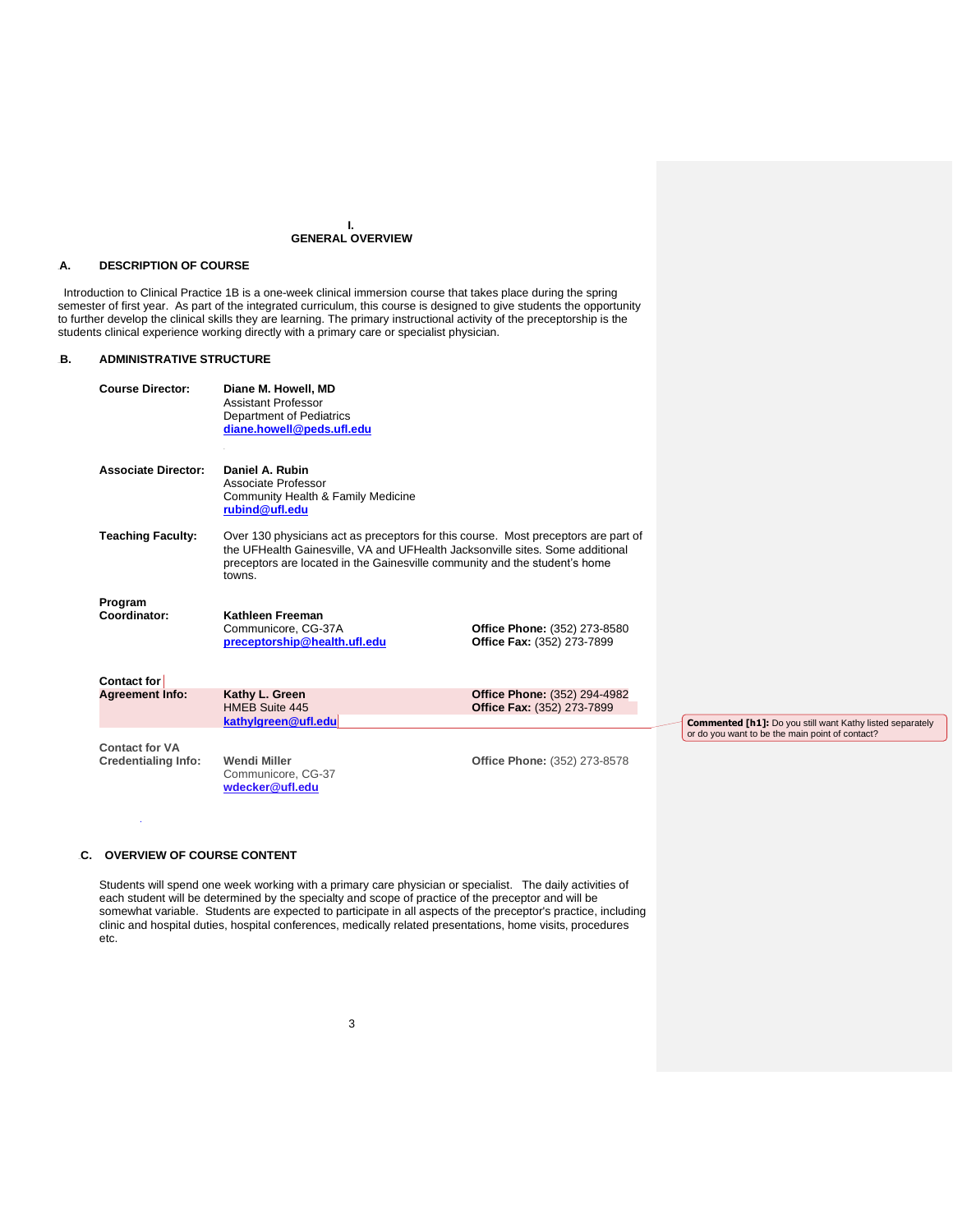# I. GENERAL OVERVIEW

## A. DESCRIPTION OF COURSE

Introduction to Clinical Practice 1B is a one-week clinical immersion course that takes place during the spring semester of first year. As part of the integrated curriculum, this course is designed to give students the opportunity to further develop the clinical skills they are learning. The primary instructional activity of the preceptorship is the students clinical experience working directly with a primary care or specialist physician.

## B. ADMINISTRATIVE STRUCTURE

**Course Director:**
**Diane M. Howell, MD**
Assistant Professor
Department of Pediatrics
**diane.howell@peds.ufl.edu**

**Associate Director:**
**Daniel A. Rubin**
Associate Professor
Community Health & Family Medicine
**rubind@ufl.edu**

**Teaching Faculty:**
Over 130 physicians act as preceptors for this course. Most preceptors are part of the UFHealth Gainesville, VA and UFHealth Jacksonville sites. Some additional preceptors are located in the Gainesville community and the student's home towns.

**Program Coordinator:**
**Kathleen Freeman**
Communicore, CG-37A
**preceptorship@health.ufl.edu**
**Office Phone:** (352) 273-8580
**Office Fax:** (352) 273-7899

**Contact for Agreement Info:**
**Kathy L. Green**
HMEB Suite 445
**kathylgreen@ufl.edu**
**Office Phone:** (352) 294-4982
**Office Fax:** (352) 273-7899

**Commented [h1]:** Do you still want Kathy listed separately or do you want to be the main point of contact?

**Contact for VA Credentialing Info:**
**Wendi Miller**
Communicore, CG-37
**wdecker@ufl.edu**
**Office Phone:** (352) 273-8578

## C. OVERVIEW OF COURSE CONTENT

Students will spend one week working with a primary care physician or specialist. The daily activities of each student will be determined by the specialty and scope of practice of the preceptor and will be somewhat variable. Students are expected to participate in all aspects of the preceptor's practice, including clinic and hospital duties, hospital conferences, medically related presentations, home visits, procedures etc.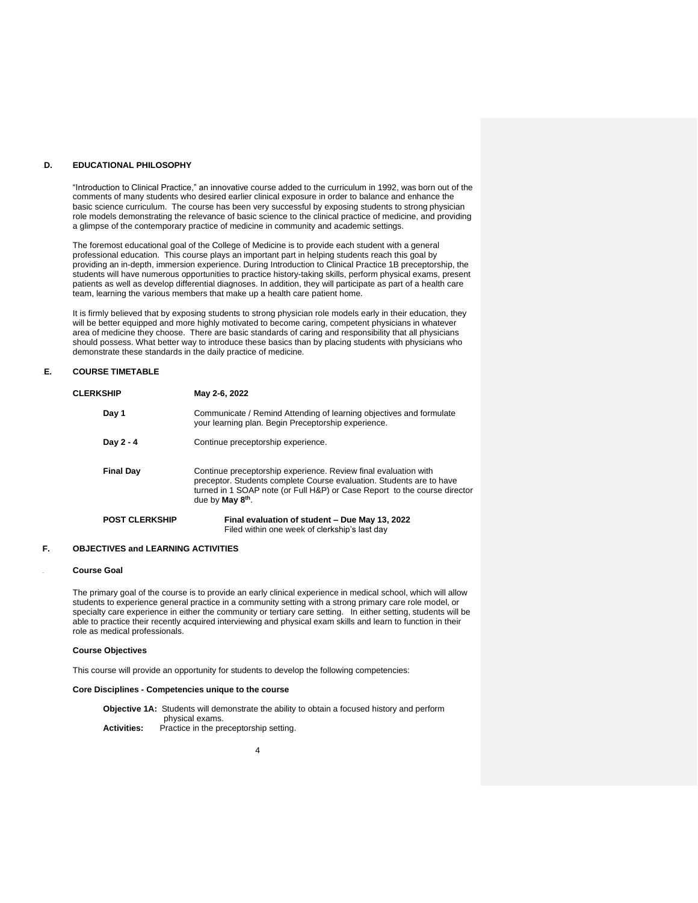## D. EDUCATIONAL PHILOSOPHY

"Introduction to Clinical Practice," an innovative course added to the curriculum in 1992, was born out of the comments of many students who desired earlier clinical exposure in order to balance and enhance the basic science curriculum. The course has been very successful by exposing students to strong physician role models demonstrating the relevance of basic science to the clinical practice of medicine, and providing a glimpse of the contemporary practice of medicine in community and academic settings.

The foremost educational goal of the College of Medicine is to provide each student with a general professional education. This course plays an important part in helping students reach this goal by providing an in-depth, immersion experience. During Introduction to Clinical Practice 1B preceptorship, the students will have numerous opportunities to practice history-taking skills, perform physical exams, present patients as well as develop differential diagnoses. In addition, they will participate as part of a health care team, learning the various members that make up a health care patient home.

It is firmly believed that by exposing students to strong physician role models early in their education, they will be better equipped and more highly motivated to become caring, competent physicians in whatever area of medicine they choose. There are basic standards of caring and responsibility that all physicians should possess. What better way to introduce these basics than by placing students with physicians who demonstrate these standards in the daily practice of medicine.

## E. COURSE TIMETABLE

| | |
|---|---|
| **CLERKSHIP** | **May 2-6, 2022** |
| **Day 1** | Communicate / Remind Attending of learning objectives and formulate your learning plan. Begin Preceptorship experience. |
| **Day 2 - 4** | Continue preceptorship experience. |
| **Final Day** | Continue preceptorship experience. Review final evaluation with preceptor. Students complete Course evaluation. Students are to have turned in 1 SOAP note (or Full H&P) or Case Report to the course director due by **May 8th**. |
| **POST CLERKSHIP** | **Final evaluation of student – Due May 13, 2022**<br>Filed within one week of clerkship's last day |

## F. OBJECTIVES and LEARNING ACTIVITIES

### Course Goal

The primary goal of the course is to provide an early clinical experience in medical school, which will allow students to experience general practice in a community setting with a strong primary care role model, or specialty care experience in either the community or tertiary care setting. In either setting, students will be able to practice their recently acquired interviewing and physical exam skills and learn to function in their role as medical professionals.

### Course Objectives

This course will provide an opportunity for students to develop the following competencies:

**Core Disciplines - Competencies unique to the course**

**Objective 1A:** Students will demonstrate the ability to obtain a focused history and perform physical exams.
**Activities:** Practice in the preceptorship setting.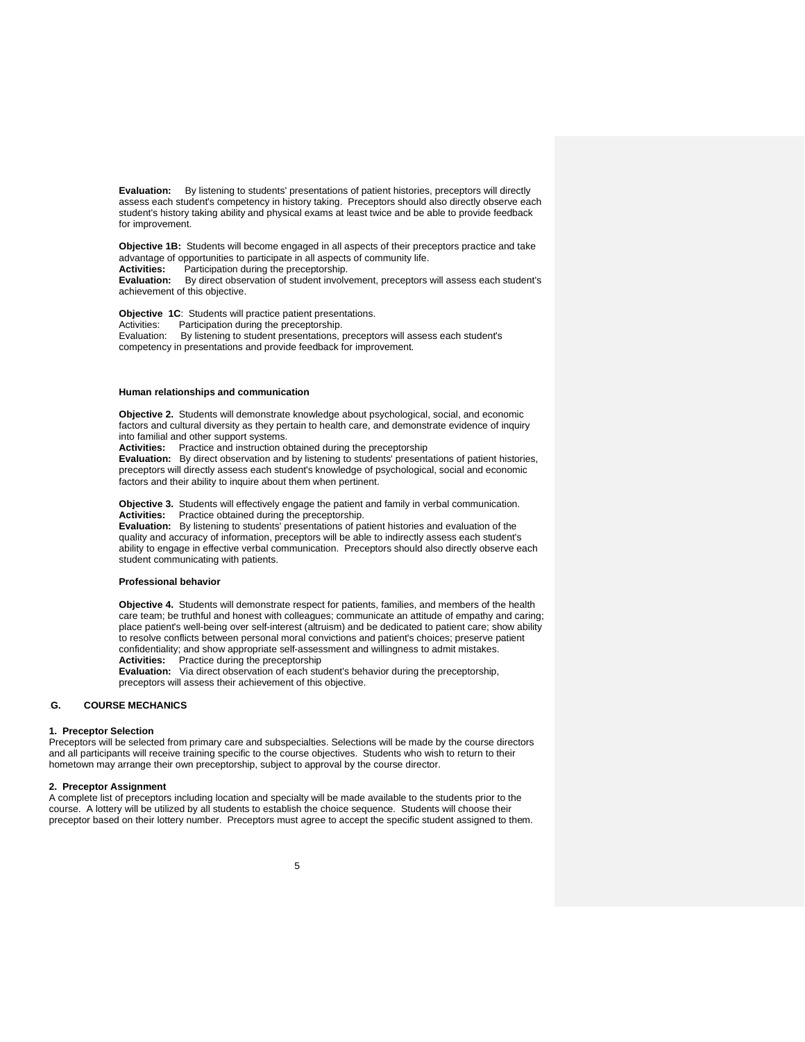**Evaluation:** By listening to students' presentations of patient histories, preceptors will directly assess each student's competency in history taking. Preceptors should also directly observe each student's history taking ability and physical exams at least twice and be able to provide feedback for improvement.

**Objective 1B:** Students will become engaged in all aspects of their preceptors practice and take advantage of opportunities to participate in all aspects of community life.
**Activities:** Participation during the preceptorship.
**Evaluation:** By direct observation of student involvement, preceptors will assess each student's achievement of this objective.

**Objective 1C**: Students will practice patient presentations.
Activities: Participation during the preceptorship.
Evaluation: By listening to student presentations, preceptors will assess each student's competency in presentations and provide feedback for improvement.

**Human relationships and communication**

**Objective 2.** Students will demonstrate knowledge about psychological, social, and economic factors and cultural diversity as they pertain to health care, and demonstrate evidence of inquiry into familial and other support systems.
**Activities:** Practice and instruction obtained during the preceptorship
**Evaluation:** By direct observation and by listening to students' presentations of patient histories, preceptors will directly assess each student's knowledge of psychological, social and economic factors and their ability to inquire about them when pertinent.

**Objective 3.** Students will effectively engage the patient and family in verbal communication.
**Activities:** Practice obtained during the preceptorship.
**Evaluation:** By listening to students' presentations of patient histories and evaluation of the quality and accuracy of information, preceptors will be able to indirectly assess each student's ability to engage in effective verbal communication. Preceptors should also directly observe each student communicating with patients.

**Professional behavior**

**Objective 4.** Students will demonstrate respect for patients, families, and members of the health care team; be truthful and honest with colleagues; communicate an attitude of empathy and caring; place patient's well-being over self-interest (altruism) and be dedicated to patient care; show ability to resolve conflicts between personal moral convictions and patient's choices; preserve patient confidentiality; and show appropriate self-assessment and willingness to admit mistakes.
**Activities:** Practice during the preceptorship
**Evaluation:** Via direct observation of each student's behavior during the preceptorship, preceptors will assess their achievement of this objective.

## G. COURSE MECHANICS

### 1. Preceptor Selection

Preceptors will be selected from primary care and subspecialties. Selections will be made by the course directors and all participants will receive training specific to the course objectives. Students who wish to return to their hometown may arrange their own preceptorship, subject to approval by the course director.

### 2. Preceptor Assignment

A complete list of preceptors including location and specialty will be made available to the students prior to the course. A lottery will be utilized by all students to establish the choice sequence. Students will choose their preceptor based on their lottery number. Preceptors must agree to accept the specific student assigned to them.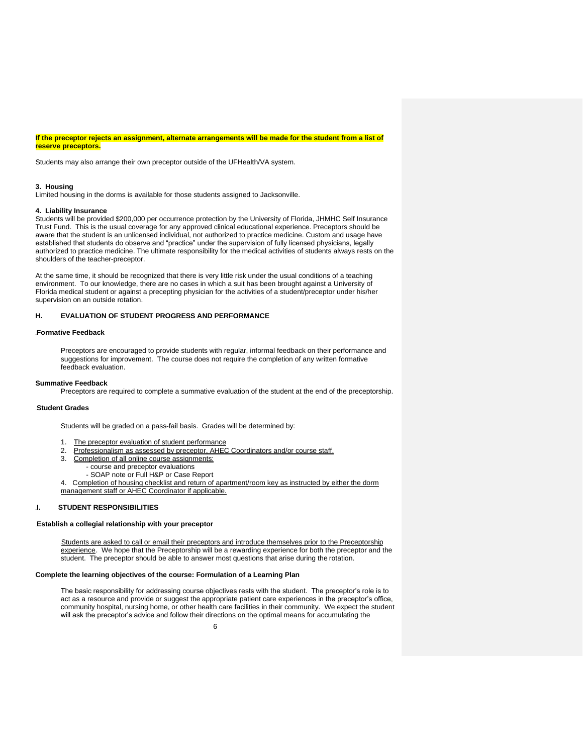**If the preceptor rejects an assignment, alternate arrangements will be made for the student from a list of reserve preceptors.**

Students may also arrange their own preceptor outside of the UFHealth/VA system.

**3. Housing**

Limited housing in the dorms is available for those students assigned to Jacksonville.

**4. Liability Insurance**

Students will be provided $200,000 per occurrence protection by the University of Florida, JHMHC Self Insurance Trust Fund. This is the usual coverage for any approved clinical educational experience. Preceptors should be aware that the student is an unlicensed individual, not authorized to practice medicine. Custom and usage have established that students do observe and "practice" under the supervision of fully licensed physicians, legally authorized to practice medicine. The ultimate responsibility for the medical activities of students always rests on the shoulders of the teacher-preceptor.

At the same time, it should be recognized that there is very little risk under the usual conditions of a teaching environment. To our knowledge, there are no cases in which a suit has been brought against a University of Florida medical student or against a precepting physician for the activities of a student/preceptor under his/her supervision on an outside rotation.

## H. EVALUATION OF STUDENT PROGRESS AND PERFORMANCE

**Formative Feedback**

Preceptors are encouraged to provide students with regular, informal feedback on their performance and suggestions for improvement. The course does not require the completion of any written formative feedback evaluation.

**Summative Feedback**

Preceptors are required to complete a summative evaluation of the student at the end of the preceptorship.

**Student Grades**

Students will be graded on a pass-fail basis. Grades will be determined by:

1. The preceptor evaluation of student performance
2. Professionalism as assessed by preceptor, AHEC Coordinators and/or course staff.
3. Completion of all online course assignments:
   - course and preceptor evaluations
   - SOAP note or Full H&P or Case Report
4. Completion of housing checklist and return of apartment/room key as instructed by either the dorm management staff or AHEC Coordinator if applicable.

## I. STUDENT RESPONSIBILITIES

**Establish a collegial relationship with your preceptor**

Students are asked to call or email their preceptors and introduce themselves prior to the Preceptorship experience. We hope that the Preceptorship will be a rewarding experience for both the preceptor and the student. The preceptor should be able to answer most questions that arise during the rotation.

**Complete the learning objectives of the course: Formulation of a Learning Plan**

The basic responsibility for addressing course objectives rests with the student. The preceptor's role is to act as a resource and provide or suggest the appropriate patient care experiences in the preceptor's office, community hospital, nursing home, or other health care facilities in their community. We expect the student will ask the preceptor's advice and follow their directions on the optimal means for accumulating the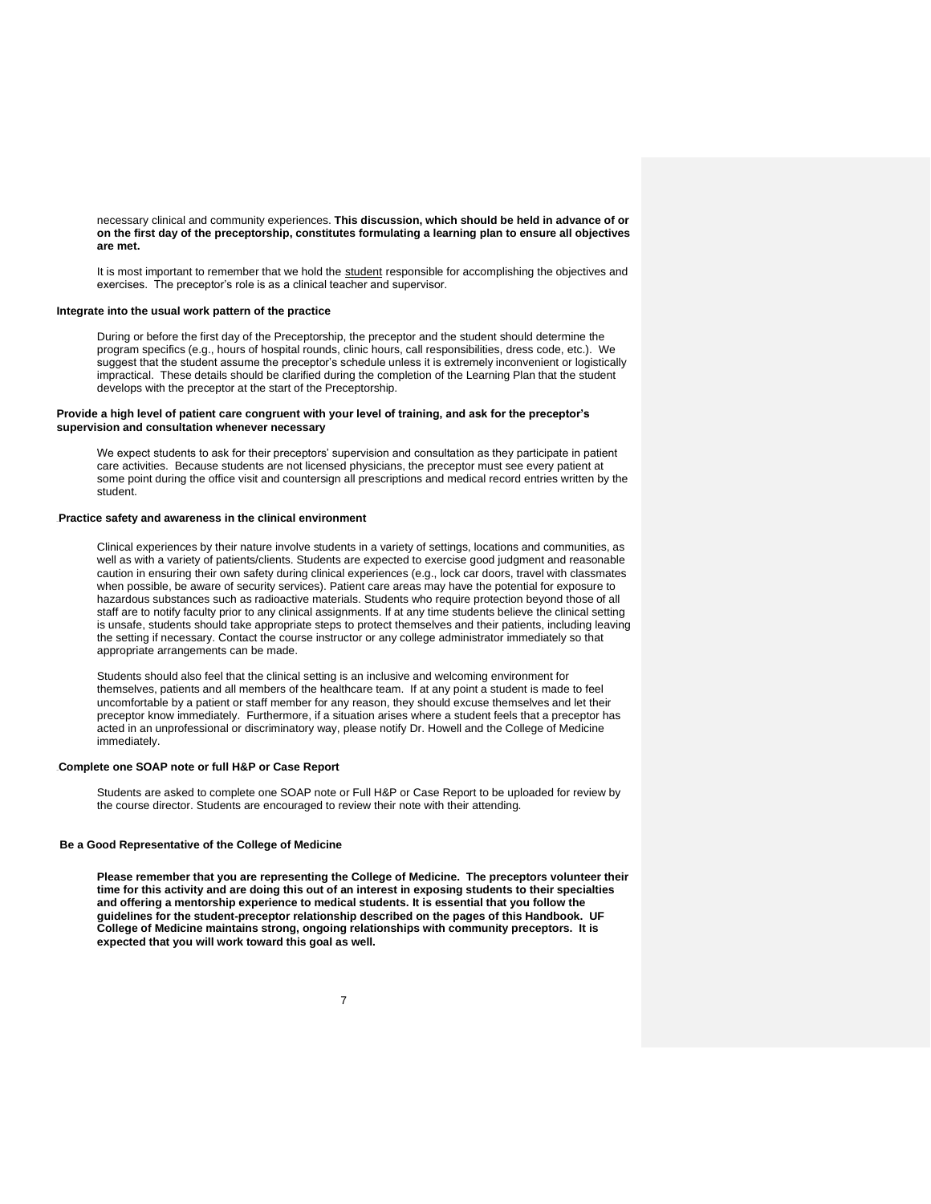necessary clinical and community experiences. **This discussion, which should be held in advance of or on the first day of the preceptorship, constitutes formulating a learning plan to ensure all objectives are met.**

It is most important to remember that we hold the <u>student</u> responsible for accomplishing the objectives and exercises. The preceptor's role is as a clinical teacher and supervisor.

### Integrate into the usual work pattern of the practice

During or before the first day of the Preceptorship, the preceptor and the student should determine the program specifics (e.g., hours of hospital rounds, clinic hours, call responsibilities, dress code, etc.). We suggest that the student assume the preceptor's schedule unless it is extremely inconvenient or logistically impractical. These details should be clarified during the completion of the Learning Plan that the student develops with the preceptor at the start of the Preceptorship.

### Provide a high level of patient care congruent with your level of training, and ask for the preceptor's supervision and consultation whenever necessary

We expect students to ask for their preceptors' supervision and consultation as they participate in patient care activities. Because students are not licensed physicians, the preceptor must see every patient at some point during the office visit and countersign all prescriptions and medical record entries written by the student.

### Practice safety and awareness in the clinical environment

Clinical experiences by their nature involve students in a variety of settings, locations and communities, as well as with a variety of patients/clients. Students are expected to exercise good judgment and reasonable caution in ensuring their own safety during clinical experiences (e.g., lock car doors, travel with classmates when possible, be aware of security services). Patient care areas may have the potential for exposure to hazardous substances such as radioactive materials. Students who require protection beyond those of all staff are to notify faculty prior to any clinical assignments. If at any time students believe the clinical setting is unsafe, students should take appropriate steps to protect themselves and their patients, including leaving the setting if necessary. Contact the course instructor or any college administrator immediately so that appropriate arrangements can be made.

Students should also feel that the clinical setting is an inclusive and welcoming environment for themselves, patients and all members of the healthcare team. If at any point a student is made to feel uncomfortable by a patient or staff member for any reason, they should excuse themselves and let their preceptor know immediately. Furthermore, if a situation arises where a student feels that a preceptor has acted in an unprofessional or discriminatory way, please notify Dr. Howell and the College of Medicine immediately.

### Complete one SOAP note or full H&P or Case Report

Students are asked to complete one SOAP note or Full H&P or Case Report to be uploaded for review by the course director. Students are encouraged to review their note with their attending.

### Be a Good Representative of the College of Medicine

**Please remember that you are representing the College of Medicine. The preceptors volunteer their time for this activity and are doing this out of an interest in exposing students to their specialties and offering a mentorship experience to medical students. It is essential that you follow the guidelines for the student-preceptor relationship described on the pages of this Handbook. UF College of Medicine maintains strong, ongoing relationships with community preceptors. It is expected that you will work toward this goal as well.**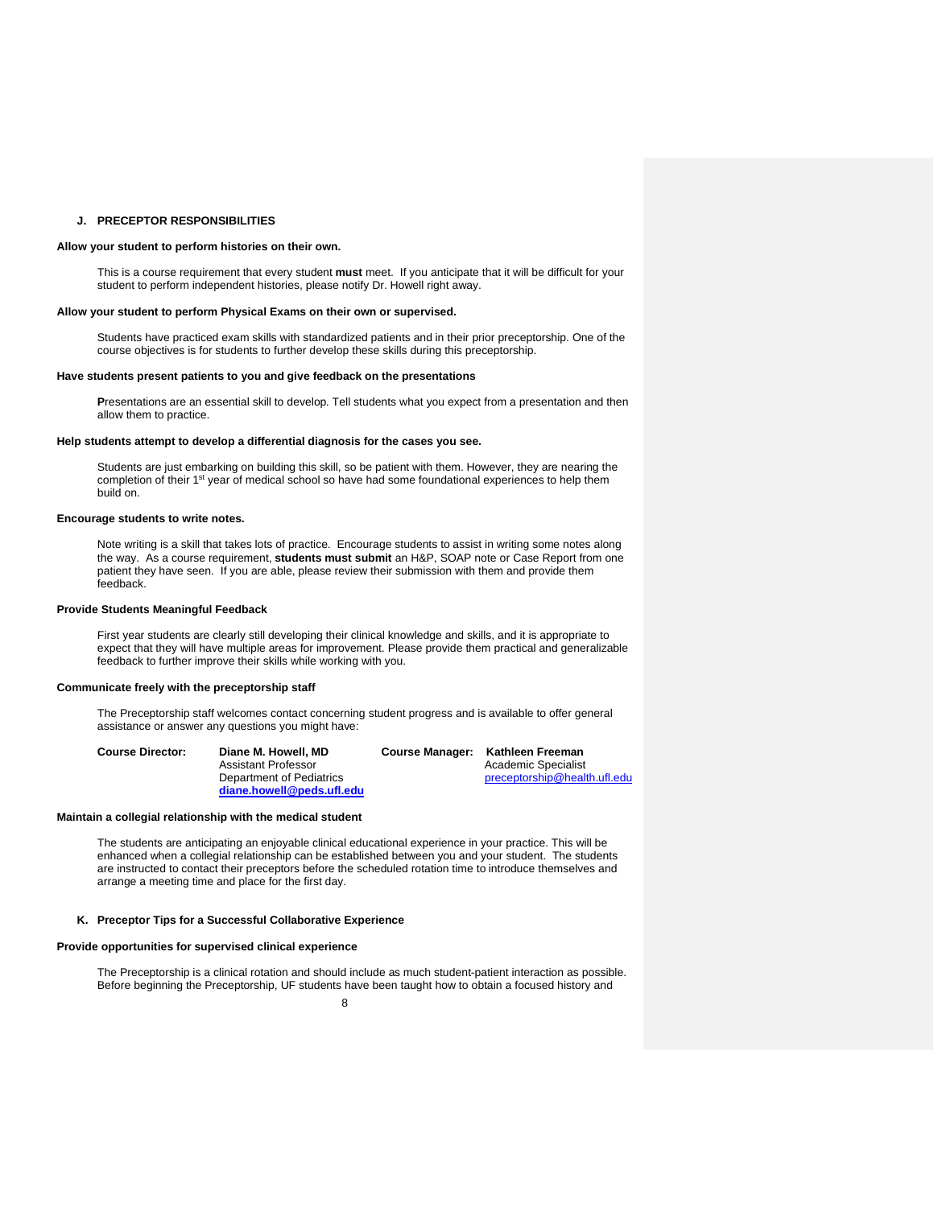## J. PRECEPTOR RESPONSIBILITIES

**Allow your student to perform histories on their own.**

This is a course requirement that every student **must** meet. If you anticipate that it will be difficult for your student to perform independent histories, please notify Dr. Howell right away.

**Allow your student to perform Physical Exams on their own or supervised.**

Students have practiced exam skills with standardized patients and in their prior preceptorship. One of the course objectives is for students to further develop these skills during this preceptorship.

**Have students present patients to you and give feedback on the presentations**

**P**resentations are an essential skill to develop. Tell students what you expect from a presentation and then allow them to practice.

**Help students attempt to develop a differential diagnosis for the cases you see.**

Students are just embarking on building this skill, so be patient with them. However, they are nearing the completion of their 1st year of medical school so have had some foundational experiences to help them build on.

**Encourage students to write notes.**

Note writing is a skill that takes lots of practice. Encourage students to assist in writing some notes along the way. As a course requirement, **students must submit** an H&P, SOAP note or Case Report from one patient they have seen. If you are able, please review their submission with them and provide them feedback.

**Provide Students Meaningful Feedback**

First year students are clearly still developing their clinical knowledge and skills, and it is appropriate to expect that they will have multiple areas for improvement. Please provide them practical and generalizable feedback to further improve their skills while working with you.

**Communicate freely with the preceptorship staff**

The Preceptorship staff welcomes contact concerning student progress and is available to offer general assistance or answer any questions you might have:

**Course Director:** **Diane M. Howell, MD**
Assistant Professor
Department of Pediatrics
**diane.howell@peds.ufl.edu**

**Course Manager:** **Kathleen Freeman**
Academic Specialist
preceptorship@health.ufl.edu

**Maintain a collegial relationship with the medical student**

The students are anticipating an enjoyable clinical educational experience in your practice. This will be enhanced when a collegial relationship can be established between you and your student. The students are instructed to contact their preceptors before the scheduled rotation time to introduce themselves and arrange a meeting time and place for the first day.

## K. Preceptor Tips for a Successful Collaborative Experience

**Provide opportunities for supervised clinical experience**

The Preceptorship is a clinical rotation and should include as much student-patient interaction as possible. Before beginning the Preceptorship, UF students have been taught how to obtain a focused history and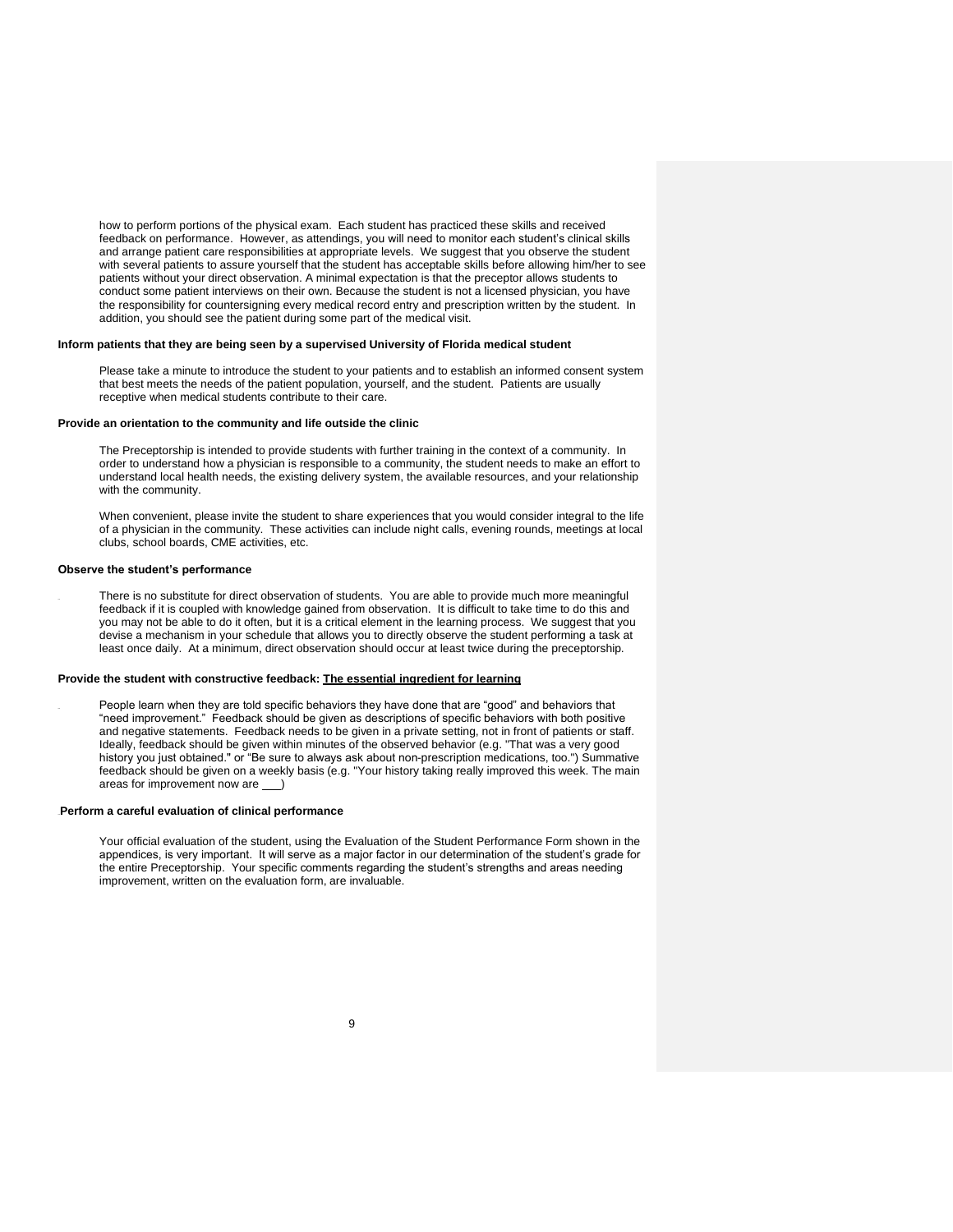how to perform portions of the physical exam. Each student has practiced these skills and received feedback on performance. However, as attendings, you will need to monitor each student's clinical skills and arrange patient care responsibilities at appropriate levels. We suggest that you observe the student with several patients to assure yourself that the student has acceptable skills before allowing him/her to see patients without your direct observation. A minimal expectation is that the preceptor allows students to conduct some patient interviews on their own. Because the student is not a licensed physician, you have the responsibility for countersigning every medical record entry and prescription written by the student. In addition, you should see the patient during some part of the medical visit.

**Inform patients that they are being seen by a supervised University of Florida medical student**

Please take a minute to introduce the student to your patients and to establish an informed consent system that best meets the needs of the patient population, yourself, and the student. Patients are usually receptive when medical students contribute to their care.

**Provide an orientation to the community and life outside the clinic**

The Preceptorship is intended to provide students with further training in the context of a community. In order to understand how a physician is responsible to a community, the student needs to make an effort to understand local health needs, the existing delivery system, the available resources, and your relationship with the community.

When convenient, please invite the student to share experiences that you would consider integral to the life of a physician in the community. These activities can include night calls, evening rounds, meetings at local clubs, school boards, CME activities, etc.

**Observe the student's performance**

There is no substitute for direct observation of students. You are able to provide much more meaningful feedback if it is coupled with knowledge gained from observation. It is difficult to take time to do this and you may not be able to do it often, but it is a critical element in the learning process. We suggest that you devise a mechanism in your schedule that allows you to directly observe the student performing a task at least once daily. At a minimum, direct observation should occur at least twice during the preceptorship.

**Provide the student with constructive feedback: <u>The essential ingredient for learning</u>**

People learn when they are told specific behaviors they have done that are "good" and behaviors that "need improvement." Feedback should be given as descriptions of specific behaviors with both positive and negative statements. Feedback needs to be given in a private setting, not in front of patients or staff. Ideally, feedback should be given within minutes of the observed behavior (e.g. "That was a very good history you just obtained." or "Be sure to always ask about non-prescription medications, too.") Summative feedback should be given on a weekly basis (e.g. "Your history taking really improved this week. The main areas for improvement now are ___)

**Perform a careful evaluation of clinical performance**

Your official evaluation of the student, using the Evaluation of the Student Performance Form shown in the appendices, is very important. It will serve as a major factor in our determination of the student's grade for the entire Preceptorship. Your specific comments regarding the student's strengths and areas needing improvement, written on the evaluation form, are invaluable.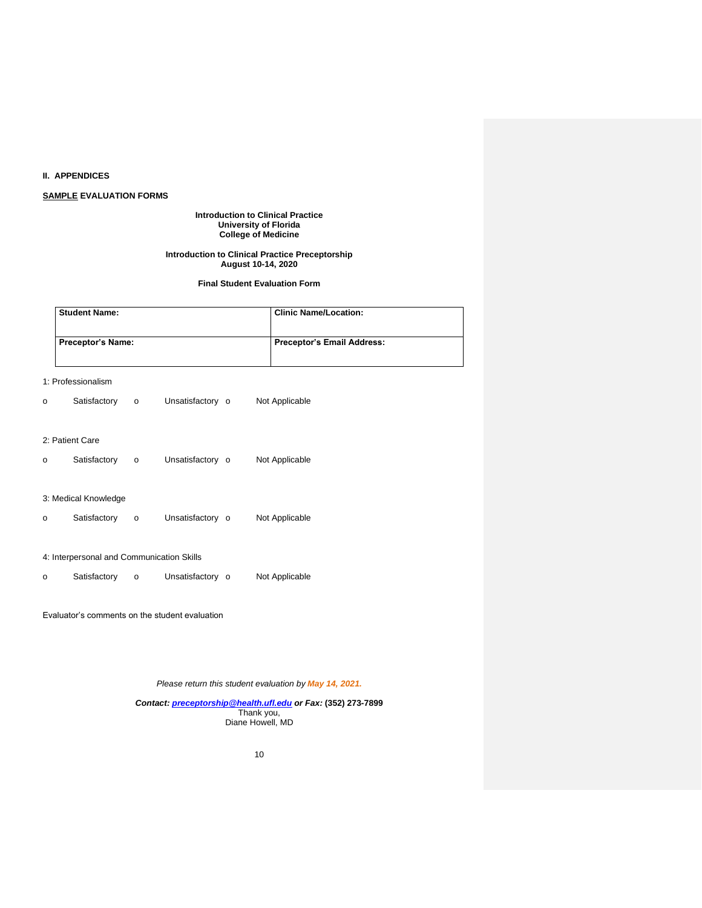## II. APPENDICES

**SAMPLE EVALUATION FORMS**

**Introduction to Clinical Practice**
**University of Florida**
**College of Medicine**

**Introduction to Clinical Practice Preceptorship**
**August 10-14, 2020**

**Final Student Evaluation Form**

| **Student Name:** | **Clinic Name/Location:** |
|---|---|
| **Preceptor's Name:** | **Preceptor's Email Address:** |

1: Professionalism

o Satisfactory o Unsatisfactory o Not Applicable

2: Patient Care

o Satisfactory o Unsatisfactory o Not Applicable

3: Medical Knowledge

o Satisfactory o Unsatisfactory o Not Applicable

4: Interpersonal and Communication Skills

o Satisfactory o Unsatisfactory o Not Applicable

Evaluator's comments on the student evaluation

*Please return this student evaluation by **May 14, 2021.***

***Contact:*** ***preceptorship@health.ufl.edu*** ***or Fax:*** **(352) 273-7899**
Thank you,
Diane Howell, MD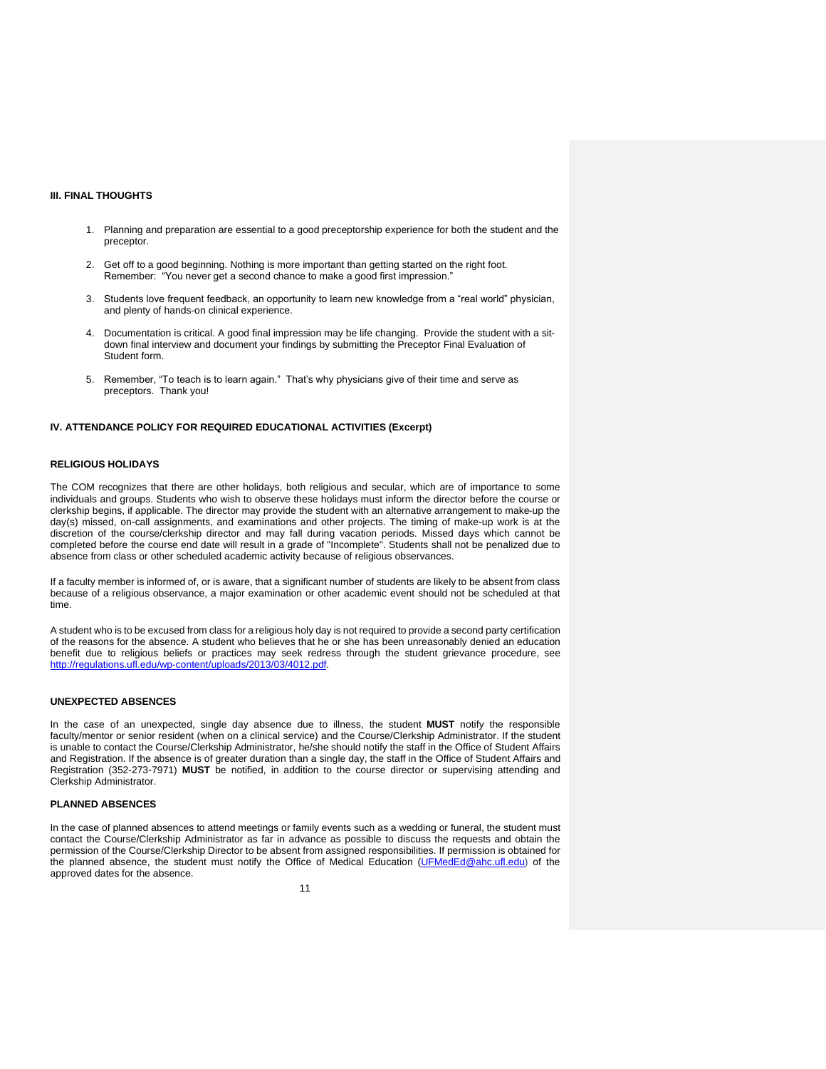## III. FINAL THOUGHTS

1. Planning and preparation are essential to a good preceptorship experience for both the student and the preceptor.

2. Get off to a good beginning. Nothing is more important than getting started on the right foot. Remember: "You never get a second chance to make a good first impression."

3. Students love frequent feedback, an opportunity to learn new knowledge from a "real world" physician, and plenty of hands-on clinical experience.

4. Documentation is critical. A good final impression may be life changing. Provide the student with a sit-down final interview and document your findings by submitting the Preceptor Final Evaluation of Student form.

5. Remember, "To teach is to learn again." That's why physicians give of their time and serve as preceptors. Thank you!

## IV. ATTENDANCE POLICY FOR REQUIRED EDUCATIONAL ACTIVITIES (Excerpt)

### RELIGIOUS HOLIDAYS

The COM recognizes that there are other holidays, both religious and secular, which are of importance to some individuals and groups. Students who wish to observe these holidays must inform the director before the course or clerkship begins, if applicable. The director may provide the student with an alternative arrangement to make-up the day(s) missed, on-call assignments, and examinations and other projects. The timing of make-up work is at the discretion of the course/clerkship director and may fall during vacation periods. Missed days which cannot be completed before the course end date will result in a grade of "Incomplete". Students shall not be penalized due to absence from class or other scheduled academic activity because of religious observances.

If a faculty member is informed of, or is aware, that a significant number of students are likely to be absent from class because of a religious observance, a major examination or other academic event should not be scheduled at that time.

A student who is to be excused from class for a religious holy day is not required to provide a second party certification of the reasons for the absence. A student who believes that he or she has been unreasonably denied an education benefit due to religious beliefs or practices may seek redress through the student grievance procedure, see http://regulations.ufl.edu/wp-content/uploads/2013/03/4012.pdf.

### UNEXPECTED ABSENCES

In the case of an unexpected, single day absence due to illness, the student **MUST** notify the responsible faculty/mentor or senior resident (when on a clinical service) and the Course/Clerkship Administrator. If the student is unable to contact the Course/Clerkship Administrator, he/she should notify the staff in the Office of Student Affairs and Registration. If the absence is of greater duration than a single day, the staff in the Office of Student Affairs and Registration (352-273-7971) **MUST** be notified, in addition to the course director or supervising attending and Clerkship Administrator.

### PLANNED ABSENCES

In the case of planned absences to attend meetings or family events such as a wedding or funeral, the student must contact the Course/Clerkship Administrator as far in advance as possible to discuss the requests and obtain the permission of the Course/Clerkship Director to be absent from assigned responsibilities. If permission is obtained for the planned absence, the student must notify the Office of Medical Education (UFMedEd@ahc.ufl.edu) of the approved dates for the absence.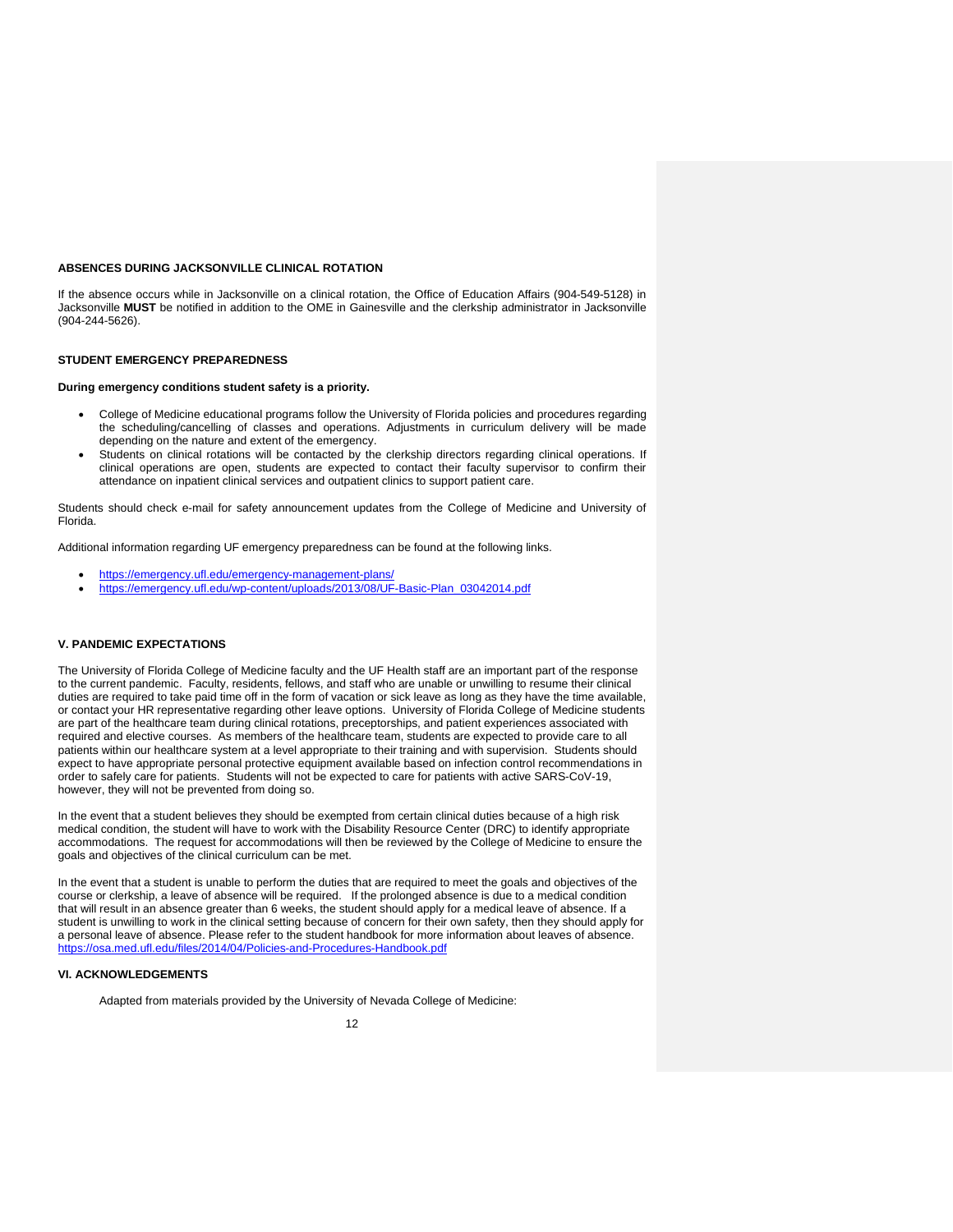### ABSENCES DURING JACKSONVILLE CLINICAL ROTATION

If the absence occurs while in Jacksonville on a clinical rotation, the Office of Education Affairs (904-549-5128) in Jacksonville **MUST** be notified in addition to the OME in Gainesville and the clerkship administrator in Jacksonville (904-244-5626).

### STUDENT EMERGENCY PREPAREDNESS

**During emergency conditions student safety is a priority.**

- College of Medicine educational programs follow the University of Florida policies and procedures regarding the scheduling/cancelling of classes and operations. Adjustments in curriculum delivery will be made depending on the nature and extent of the emergency.
- Students on clinical rotations will be contacted by the clerkship directors regarding clinical operations. If clinical operations are open, students are expected to contact their faculty supervisor to confirm their attendance on inpatient clinical services and outpatient clinics to support patient care.

Students should check e-mail for safety announcement updates from the College of Medicine and University of Florida.

Additional information regarding UF emergency preparedness can be found at the following links.

- https://emergency.ufl.edu/emergency-management-plans/
- https://emergency.ufl.edu/wp-content/uploads/2013/08/UF-Basic-Plan_03042014.pdf

## V. PANDEMIC EXPECTATIONS

The University of Florida College of Medicine faculty and the UF Health staff are an important part of the response to the current pandemic. Faculty, residents, fellows, and staff who are unable or unwilling to resume their clinical duties are required to take paid time off in the form of vacation or sick leave as long as they have the time available, or contact your HR representative regarding other leave options. University of Florida College of Medicine students are part of the healthcare team during clinical rotations, preceptorships, and patient experiences associated with required and elective courses. As members of the healthcare team, students are expected to provide care to all patients within our healthcare system at a level appropriate to their training and with supervision. Students should expect to have appropriate personal protective equipment available based on infection control recommendations in order to safely care for patients. Students will not be expected to care for patients with active SARS-CoV-19, however, they will not be prevented from doing so.

In the event that a student believes they should be exempted from certain clinical duties because of a high risk medical condition, the student will have to work with the Disability Resource Center (DRC) to identify appropriate accommodations. The request for accommodations will then be reviewed by the College of Medicine to ensure the goals and objectives of the clinical curriculum can be met.

In the event that a student is unable to perform the duties that are required to meet the goals and objectives of the course or clerkship, a leave of absence will be required. If the prolonged absence is due to a medical condition that will result in an absence greater than 6 weeks, the student should apply for a medical leave of absence. If a student is unwilling to work in the clinical setting because of concern for their own safety, then they should apply for a personal leave of absence. Please refer to the student handbook for more information about leaves of absence. https://osa.med.ufl.edu/files/2014/04/Policies-and-Procedures-Handbook.pdf

## VI. ACKNOWLEDGEMENTS

Adapted from materials provided by the University of Nevada College of Medicine: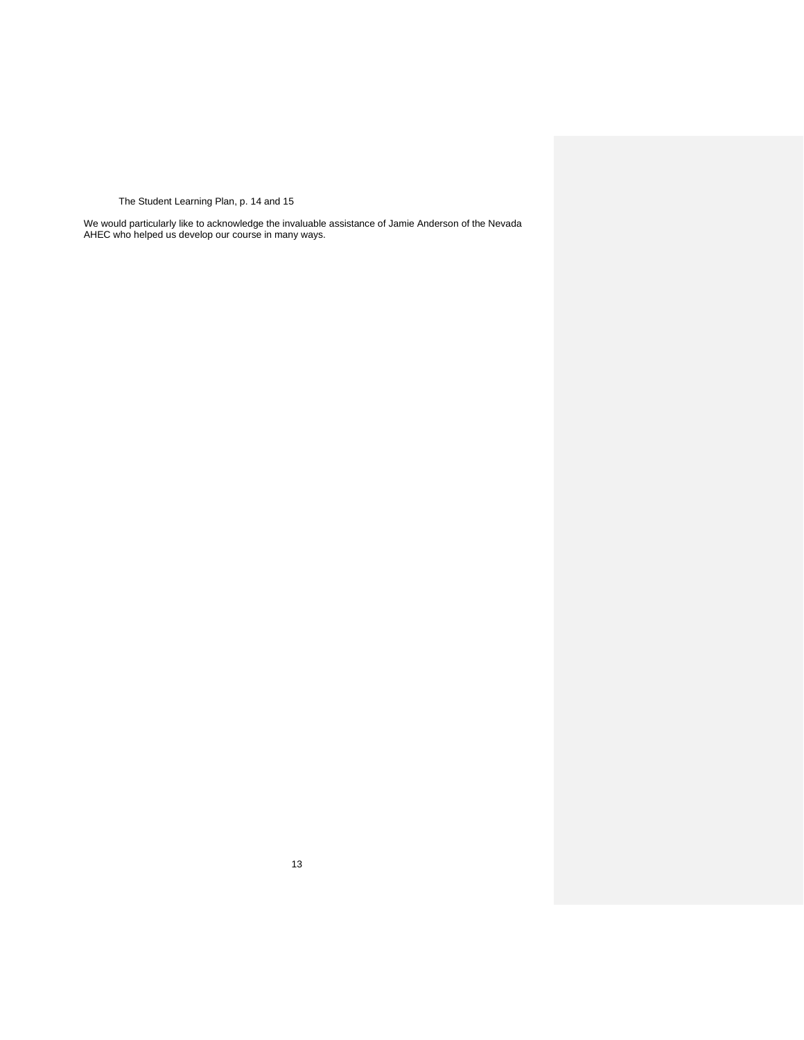The Student Learning Plan, p. 14 and 15

We would particularly like to acknowledge the invaluable assistance of Jamie Anderson of the Nevada AHEC who helped us develop our course in many ways.